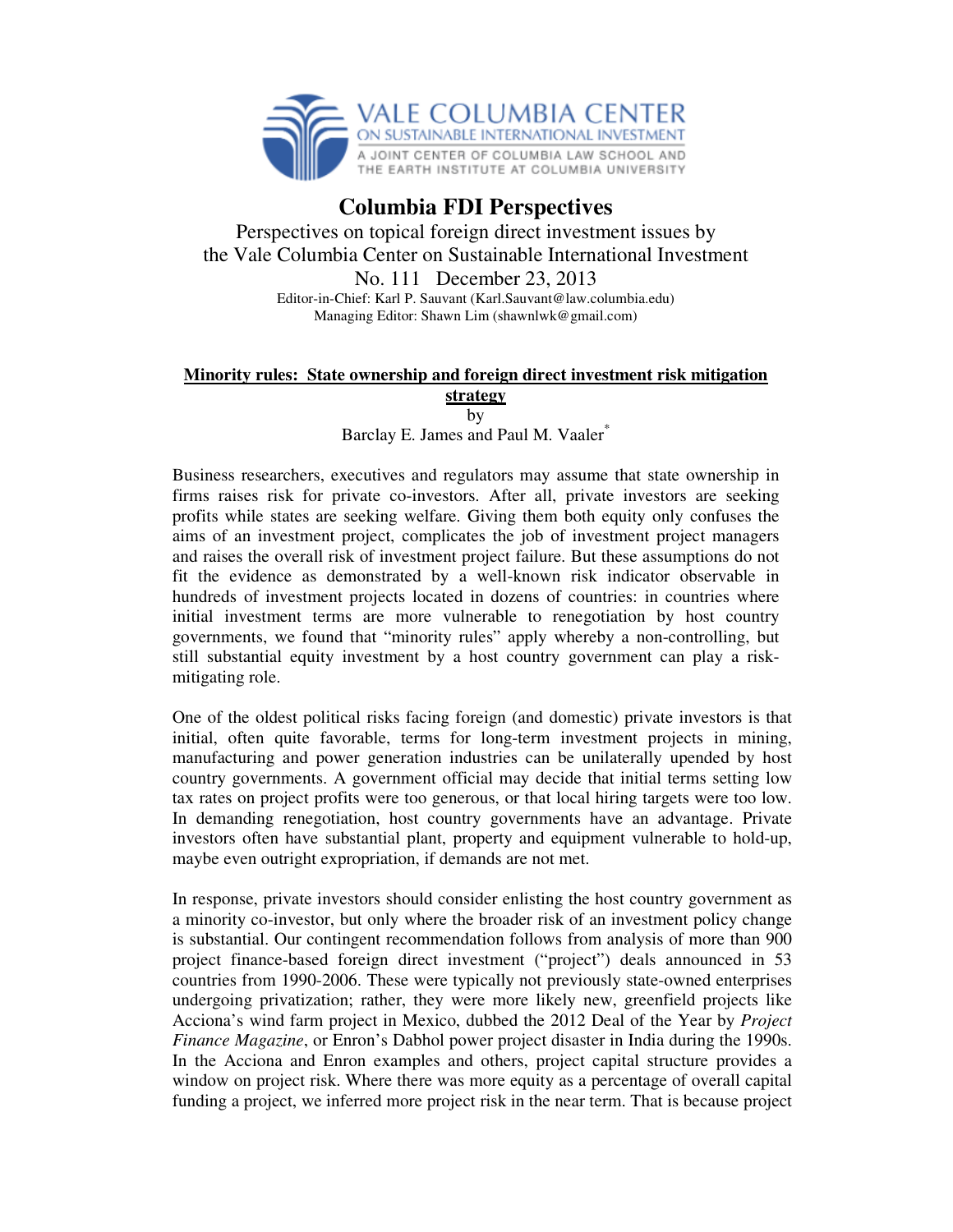VALE COLUMBIA CENTER
ON SUSTAINABLE INTERNATIONAL INVESTMENT
A JOINT CENTER OF COLUMBIA LAW SCHOOL AND THE EARTH INSTITUTE AT COLUMBIA UNIVERSITY

# Columbia FDI Perspectives

Perspectives on topical foreign direct investment issues by the Vale Columbia Center on Sustainable International Investment

No. 111 December 23, 2013

Editor-in-Chief: Karl P. Sauvant (Karl.Sauvant@law.columbia.edu)
Managing Editor: Shawn Lim (shawnlwk@gmail.com)

## Minority rules: State ownership and foreign direct investment risk mitigation strategy

by

Barclay E. James and Paul M. Vaaler[*]

Business researchers, executives and regulators may assume that state ownership in firms raises risk for private co-investors. After all, private investors are seeking profits while states are seeking welfare. Giving them both equity only confuses the aims of an investment project, complicates the job of investment project managers and raises the overall risk of investment project failure. But these assumptions do not fit the evidence as demonstrated by a well-known risk indicator observable in hundreds of investment projects located in dozens of countries: in countries where initial investment terms are more vulnerable to renegotiation by host country governments, we found that "minority rules" apply whereby a non-controlling, but still substantial equity investment by a host country government can play a risk-mitigating role.

One of the oldest political risks facing foreign (and domestic) private investors is that initial, often quite favorable, terms for long-term investment projects in mining, manufacturing and power generation industries can be unilaterally upended by host country governments. A government official may decide that initial terms setting low tax rates on project profits were too generous, or that local hiring targets were too low. In demanding renegotiation, host country governments have an advantage. Private investors often have substantial plant, property and equipment vulnerable to hold-up, maybe even outright expropriation, if demands are not met.

In response, private investors should consider enlisting the host country government as a minority co-investor, but only where the broader risk of an investment policy change is substantial. Our contingent recommendation follows from analysis of more than 900 project finance-based foreign direct investment ("project") deals announced in 53 countries from 1990-2006. These were typically not previously state-owned enterprises undergoing privatization; rather, they were more likely new, greenfield projects like Acciona's wind farm project in Mexico, dubbed the 2012 Deal of the Year by *Project Finance Magazine*, or Enron's Dabhol power project disaster in India during the 1990s. In the Acciona and Enron examples and others, project capital structure provides a window on project risk. Where there was more equity as a percentage of overall capital funding a project, we inferred more project risk in the near term. That is because project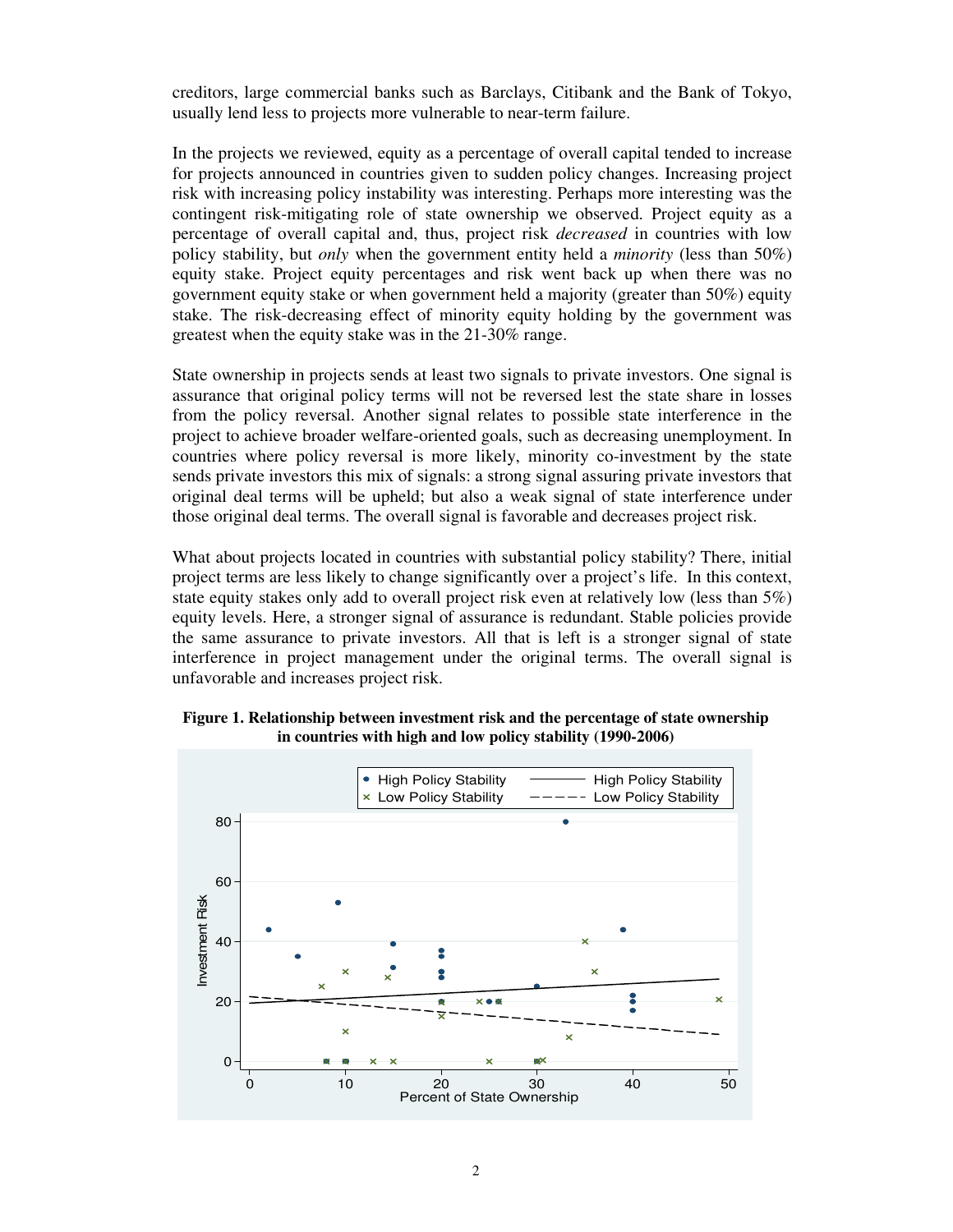creditors, large commercial banks such as Barclays, Citibank and the Bank of Tokyo, usually lend less to projects more vulnerable to near-term failure.

In the projects we reviewed, equity as a percentage of overall capital tended to increase for projects announced in countries given to sudden policy changes. Increasing project risk with increasing policy instability was interesting. Perhaps more interesting was the contingent risk-mitigating role of state ownership we observed. Project equity as a percentage of overall capital and, thus, project risk *decreased* in countries with low policy stability, but *only* when the government entity held a *minority* (less than 50%) equity stake. Project equity percentages and risk went back up when there was no government equity stake or when government held a majority (greater than 50%) equity stake. The risk-decreasing effect of minority equity holding by the government was greatest when the equity stake was in the 21-30% range.

State ownership in projects sends at least two signals to private investors. One signal is assurance that original policy terms will not be reversed lest the state share in losses from the policy reversal. Another signal relates to possible state interference in the project to achieve broader welfare-oriented goals, such as decreasing unemployment. In countries where policy reversal is more likely, minority co-investment by the state sends private investors this mix of signals: a strong signal assuring private investors that original deal terms will be upheld; but also a weak signal of state interference under those original deal terms. The overall signal is favorable and decreases project risk.

What about projects located in countries with substantial policy stability? There, initial project terms are less likely to change significantly over a project's life. In this context, state equity stakes only add to overall project risk even at relatively low (less than 5%) equity levels. Here, a stronger signal of assurance is redundant. Stable policies provide the same assurance to private investors. All that is left is a stronger signal of state interference in project management under the original terms. The overall signal is unfavorable and increases project risk.

**Figure 1. Relationship between investment risk and the percentage of state ownership in countries with high and low policy stability (1990-2006)**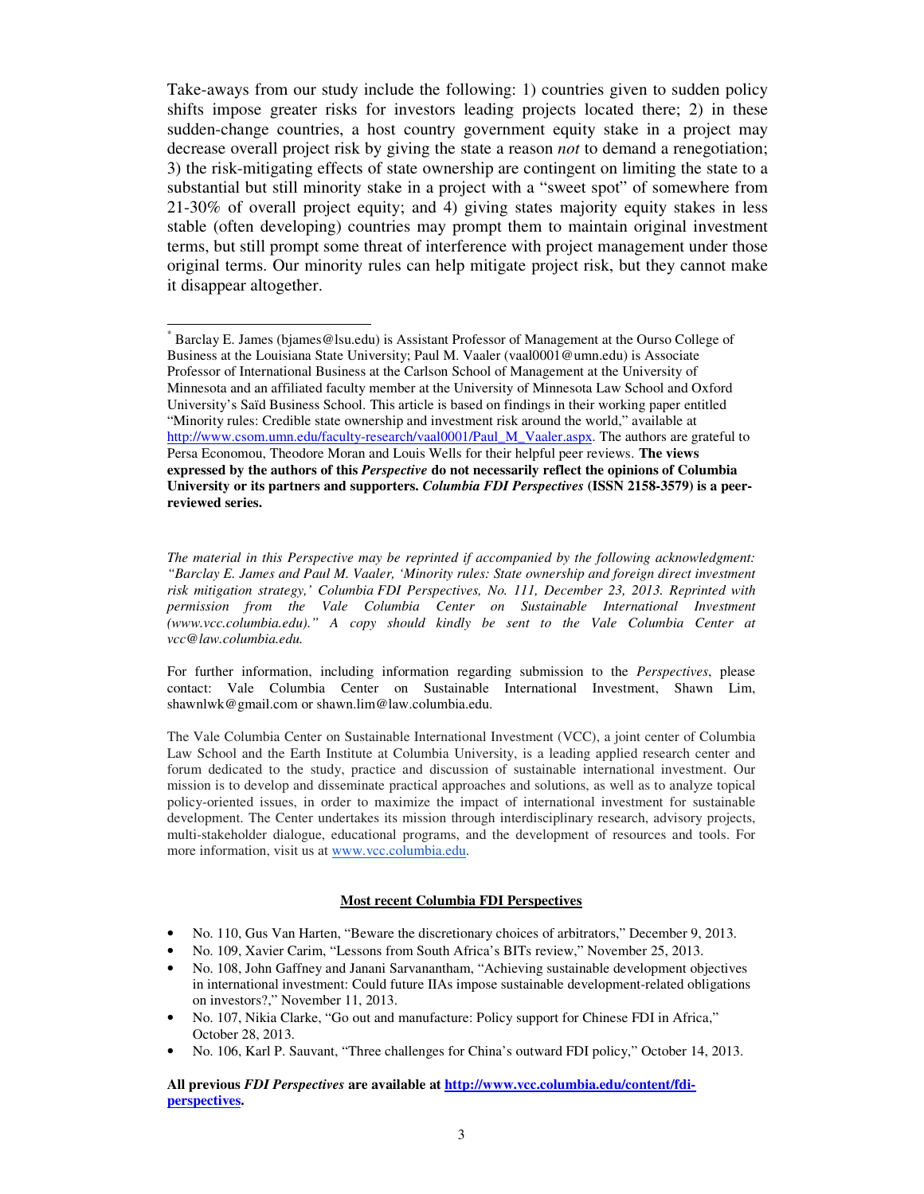Take-aways from our study include the following: 1) countries given to sudden policy shifts impose greater risks for investors leading projects located there; 2) in these sudden-change countries, a host country government equity stake in a project may decrease overall project risk by giving the state a reason *not* to demand a renegotiation; 3) the risk-mitigating effects of state ownership are contingent on limiting the state to a substantial but still minority stake in a project with a "sweet spot" of somewhere from 21-30% of overall project equity; and 4) giving states majority equity stakes in less stable (often developing) countries may prompt them to maintain original investment terms, but still prompt some threat of interference with project management under those original terms. Our minority rules can help mitigate project risk, but they cannot make it disappear altogether.

---

[*] Barclay E. James (bjames@lsu.edu) is Assistant Professor of Management at the Ourso College of Business at the Louisiana State University; Paul M. Vaaler (vaal0001@umn.edu) is Associate Professor of International Business at the Carlson School of Management at the University of Minnesota and an affiliated faculty member at the University of Minnesota Law School and Oxford University's Saïd Business School. This article is based on findings in their working paper entitled "Minority rules: Credible state ownership and investment risk around the world," available at http://www.csom.umn.edu/faculty-research/vaal0001/Paul_M_Vaaler.aspx. The authors are grateful to Persa Economou, Theodore Moran and Louis Wells for their helpful peer reviews. **The views expressed by the authors of this *Perspective* do not necessarily reflect the opinions of Columbia University or its partners and supporters. *Columbia FDI Perspectives* (ISSN 2158-3579) is a peer-reviewed series.**

*The material in this Perspective may be reprinted if accompanied by the following acknowledgment: "Barclay E. James and Paul M. Vaaler, 'Minority rules: State ownership and foreign direct investment risk mitigation strategy,' Columbia FDI Perspectives, No. 111, December 23, 2013. Reprinted with permission from the Vale Columbia Center on Sustainable International Investment (www.vcc.columbia.edu)." A copy should kindly be sent to the Vale Columbia Center at vcc@law.columbia.edu.*

For further information, including information regarding submission to the *Perspectives*, please contact: Vale Columbia Center on Sustainable International Investment, Shawn Lim, shawnlwk@gmail.com or shawn.lim@law.columbia.edu.

The Vale Columbia Center on Sustainable International Investment (VCC), a joint center of Columbia Law School and the Earth Institute at Columbia University, is a leading applied research center and forum dedicated to the study, practice and discussion of sustainable international investment. Our mission is to develop and disseminate practical approaches and solutions, as well as to analyze topical policy-oriented issues, in order to maximize the impact of international investment for sustainable development. The Center undertakes its mission through interdisciplinary research, advisory projects, multi-stakeholder dialogue, educational programs, and the development of resources and tools. For more information, visit us at www.vcc.columbia.edu.

**Most recent Columbia FDI Perspectives**

- No. 110, Gus Van Harten, "Beware the discretionary choices of arbitrators," December 9, 2013.
- No. 109, Xavier Carim, "Lessons from South Africa's BITs review," November 25, 2013.
- No. 108, John Gaffney and Janani Sarvanantham, "Achieving sustainable development objectives in international investment: Could future IIAs impose sustainable development-related obligations on investors?," November 11, 2013.
- No. 107, Nikia Clarke, "Go out and manufacture: Policy support for Chinese FDI in Africa," October 28, 2013.
- No. 106, Karl P. Sauvant, "Three challenges for China's outward FDI policy," October 14, 2013.

**All previous *FDI Perspectives* are available at http://www.vcc.columbia.edu/content/fdi-perspectives.**